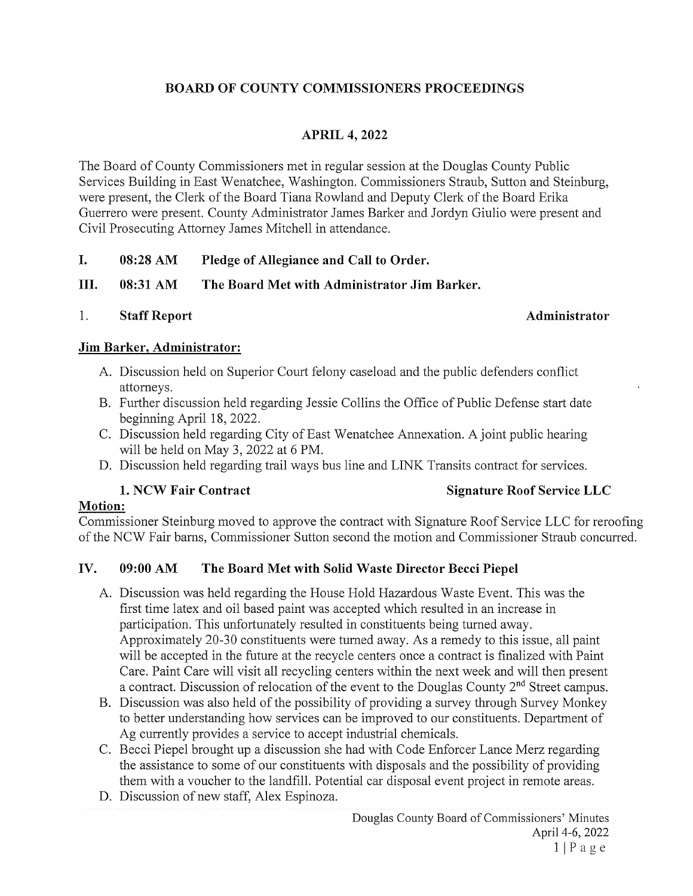# BOARD OF COUNTY COMMISSIONERS PROCEEDINGS

## APRIL 4, 2022

The Board of County Commissioners met in regular session at the Douglas County Public Services Building in East Wenatchee, Washington. Commissioners Straub, Sutton and Steinburg, were present, the Clerk of the Board Tiana Rowland and Deputy Clerk of the Board Erika Guerrero were present. County Administrator James Barker and Jordyn Giulio were present and Civil Prosecuting Attorney James Mitchell in attendance.

**I. 08:28 AM Pledge of Allegiance and Call to Order.**

**III. 08:31 AM The Board Met with Administrator Jim Barker.**

1. **Staff Report** **Administrator**

**Jim Barker, Administrator:**

A. Discussion held on Superior Court felony caseload and the public defenders conflict attorneys.
B. Further discussion held regarding Jessie Collins the Office of Public Defense start date beginning April 18, 2022.
C. Discussion held regarding City of East Wenatchee Annexation. A joint public hearing will be held on May 3, 2022 at 6 PM.
D. Discussion held regarding trail ways bus line and LINK Transits contract for services.

**1. NCW Fair Contract** **Signature Roof Service LLC**

**Motion:**

Commissioner Steinburg moved to approve the contract with Signature Roof Service LLC for reroofing of the NCW Fair barns, Commissioner Sutton second the motion and Commissioner Straub concurred.

**IV. 09:00 AM The Board Met with Solid Waste Director Becci Piepel**

A. Discussion was held regarding the House Hold Hazardous Waste Event. This was the first time latex and oil based paint was accepted which resulted in an increase in participation. This unfortunately resulted in constituents being turned away. Approximately 20-30 constituents were turned away. As a remedy to this issue, all paint will be accepted in the future at the recycle centers once a contract is finalized with Paint Care. Paint Care will visit all recycling centers within the next week and will then present a contract. Discussion of relocation of the event to the Douglas County 2nd Street campus.
B. Discussion was also held of the possibility of providing a survey through Survey Monkey to better understanding how services can be improved to our constituents. Department of Ag currently provides a service to accept industrial chemicals.
C. Becci Piepel brought up a discussion she had with Code Enforcer Lance Merz regarding the assistance to some of our constituents with disposals and the possibility of providing them with a voucher to the landfill. Potential car disposal event project in remote areas.
D. Discussion of new staff, Alex Espinoza.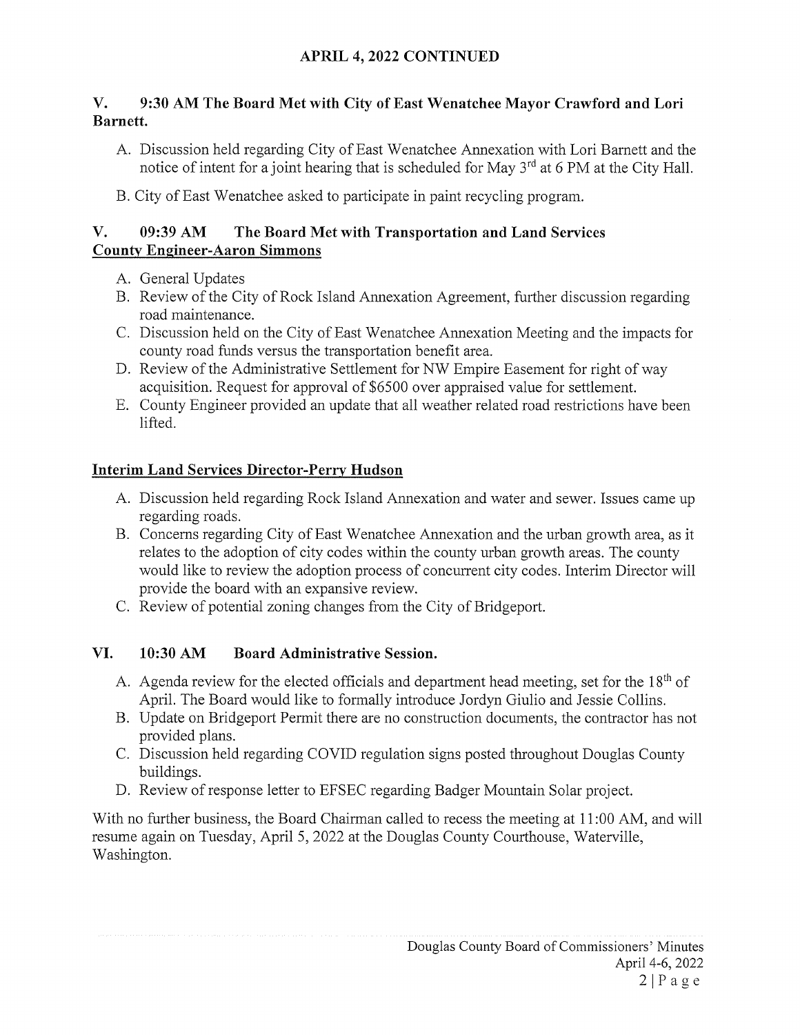## APRIL 4, 2022 CONTINUED

### V. 9:30 AM The Board Met with City of East Wenatchee Mayor Crawford and Lori Barnett.

A. Discussion held regarding City of East Wenatchee Annexation with Lori Barnett and the notice of intent for a joint hearing that is scheduled for May 3rd at 6 PM at the City Hall.

B. City of East Wenatchee asked to participate in paint recycling program.

### V. 09:39 AM The Board Met with Transportation and Land Services

**County Engineer-Aaron Simmons**

A. General Updates
B. Review of the City of Rock Island Annexation Agreement, further discussion regarding road maintenance.
C. Discussion held on the City of East Wenatchee Annexation Meeting and the impacts for county road funds versus the transportation benefit area.
D. Review of the Administrative Settlement for NW Empire Easement for right of way acquisition. Request for approval of $6500 over appraised value for settlement.
E. County Engineer provided an update that all weather related road restrictions have been lifted.

**Interim Land Services Director-Perry Hudson**

A. Discussion held regarding Rock Island Annexation and water and sewer. Issues came up regarding roads.
B. Concerns regarding City of East Wenatchee Annexation and the urban growth area, as it relates to the adoption of city codes within the county urban growth areas. The county would like to review the adoption process of concurrent city codes. Interim Director will provide the board with an expansive review.
C. Review of potential zoning changes from the City of Bridgeport.

### VI. 10:30 AM Board Administrative Session.

A. Agenda review for the elected officials and department head meeting, set for the 18th of April. The Board would like to formally introduce Jordyn Giulio and Jessie Collins.
B. Update on Bridgeport Permit there are no construction documents, the contractor has not provided plans.
C. Discussion held regarding COVID regulation signs posted throughout Douglas County buildings.
D. Review of response letter to EFSEC regarding Badger Mountain Solar project.

With no further business, the Board Chairman called to recess the meeting at 11:00 AM, and will resume again on Tuesday, April 5, 2022 at the Douglas County Courthouse, Waterville, Washington.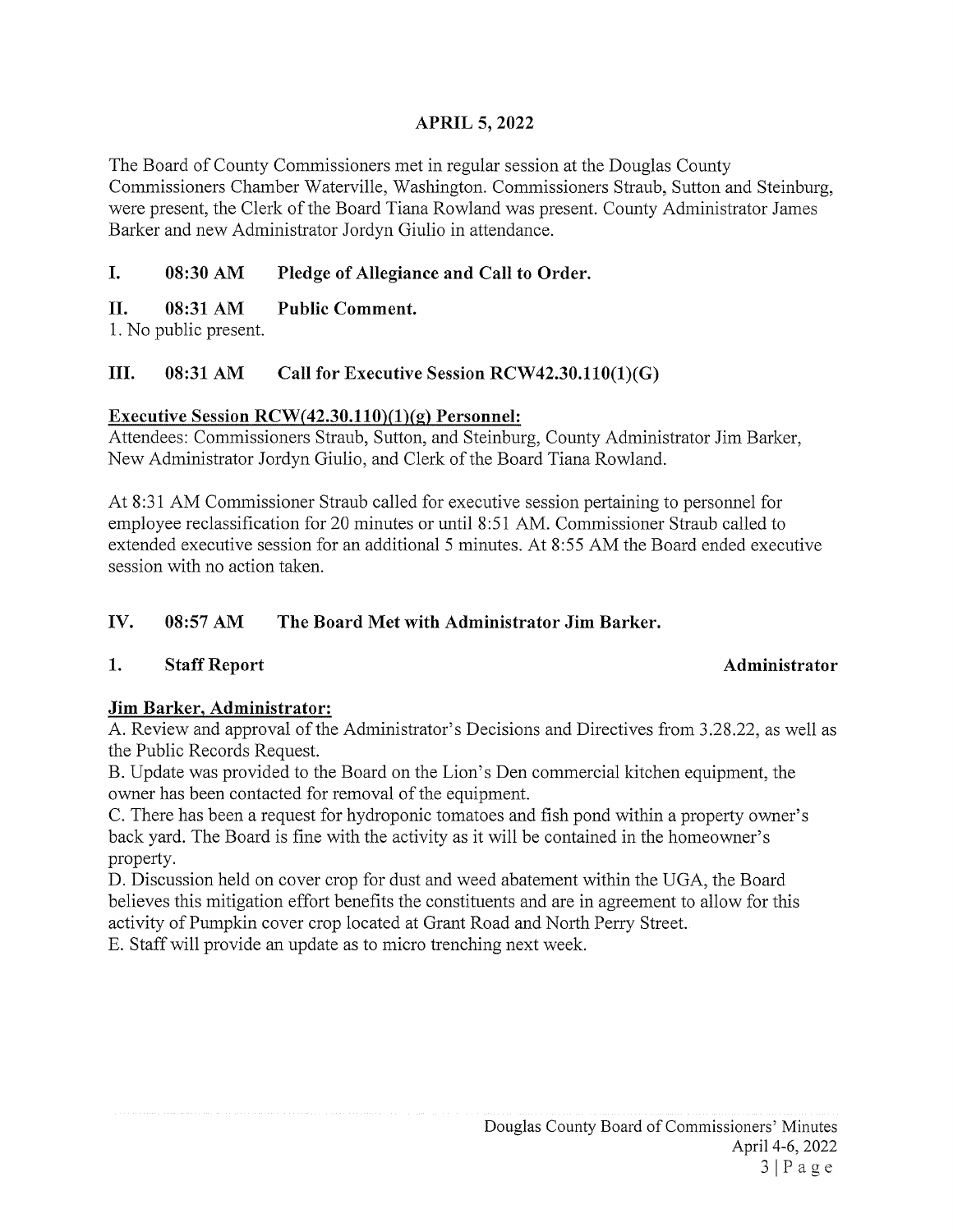## APRIL 5, 2022

The Board of County Commissioners met in regular session at the Douglas County Commissioners Chamber Waterville, Washington. Commissioners Straub, Sutton and Steinburg, were present, the Clerk of the Board Tiana Rowland was present. County Administrator James Barker and new Administrator Jordyn Giulio in attendance.

### I. 08:30 AM Pledge of Allegiance and Call to Order.

### II. 08:31 AM Public Comment.

1. No public present.

### III. 08:31 AM Call for Executive Session RCW42.30.110(1)(G)

**Executive Session RCW(42.30.110)(1)(g) Personnel:**

Attendees: Commissioners Straub, Sutton, and Steinburg, County Administrator Jim Barker, New Administrator Jordyn Giulio, and Clerk of the Board Tiana Rowland.

At 8:31 AM Commissioner Straub called for executive session pertaining to personnel for employee reclassification for 20 minutes or until 8:51 AM. Commissioner Straub called to extended executive session for an additional 5 minutes. At 8:55 AM the Board ended executive session with no action taken.

### IV. 08:57 AM The Board Met with Administrator Jim Barker.

**1. Staff Report** **Administrator**

**Jim Barker, Administrator:**

A. Review and approval of the Administrator's Decisions and Directives from 3.28.22, as well as the Public Records Request.

B. Update was provided to the Board on the Lion's Den commercial kitchen equipment, the owner has been contacted for removal of the equipment.

C. There has been a request for hydroponic tomatoes and fish pond within a property owner's back yard. The Board is fine with the activity as it will be contained in the homeowner's property.

D. Discussion held on cover crop for dust and weed abatement within the UGA, the Board believes this mitigation effort benefits the constituents and are in agreement to allow for this activity of Pumpkin cover crop located at Grant Road and North Perry Street.

E. Staff will provide an update as to micro trenching next week.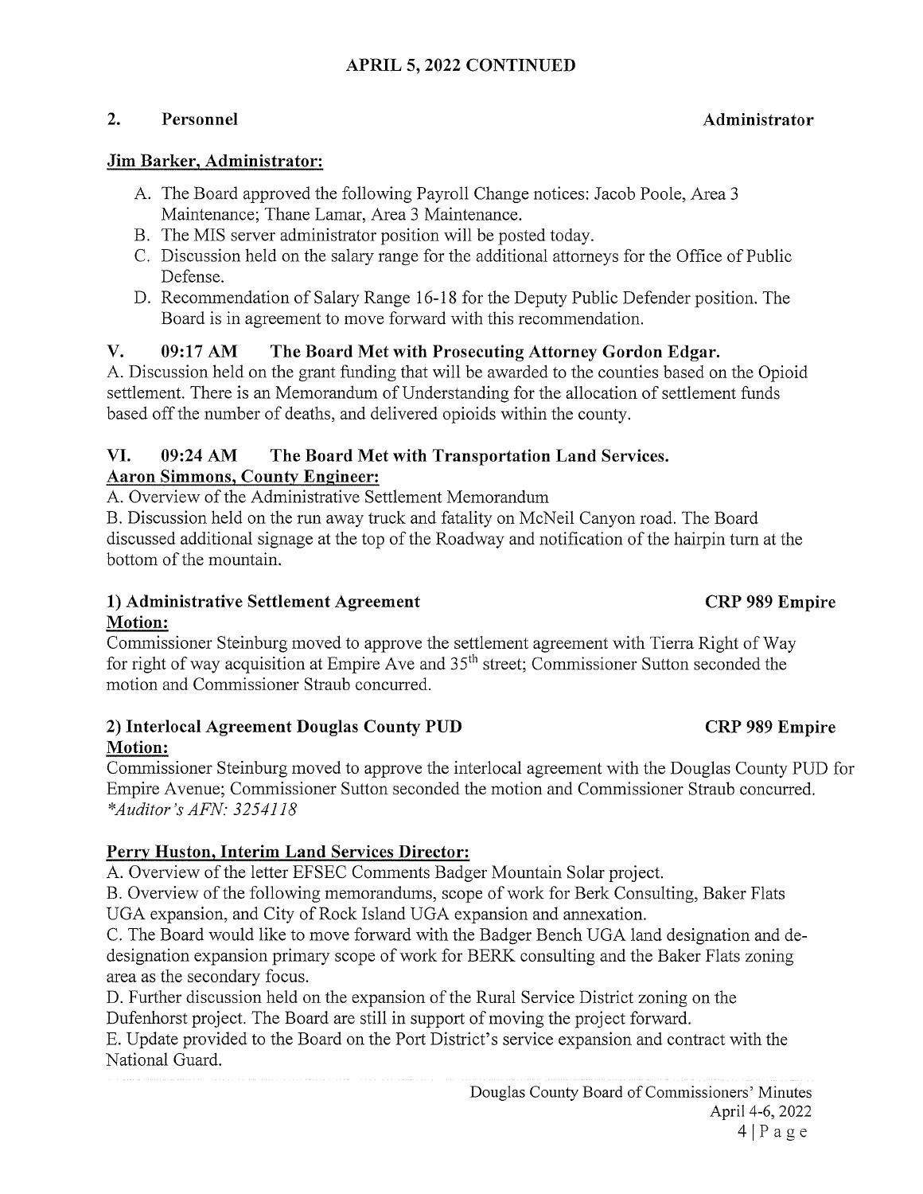## APRIL 5, 2022 CONTINUED

### 2. Personnel — Administrator

**Jim Barker, Administrator:**

A. The Board approved the following Payroll Change notices: Jacob Poole, Area 3 Maintenance; Thane Lamar, Area 3 Maintenance.
B. The MIS server administrator position will be posted today.
C. Discussion held on the salary range for the additional attorneys for the Office of Public Defense.
D. Recommendation of Salary Range 16-18 for the Deputy Public Defender position. The Board is in agreement to move forward with this recommendation.

## V. 09:17 AM The Board Met with Prosecuting Attorney Gordon Edgar.

A. Discussion held on the grant funding that will be awarded to the counties based on the Opioid settlement. There is an Memorandum of Understanding for the allocation of settlement funds based off the number of deaths, and delivered opioids within the county.

## VI. 09:24 AM The Board Met with Transportation Land Services.

**Aaron Simmons, County Engineer:**

A. Overview of the Administrative Settlement Memorandum
B. Discussion held on the run away truck and fatality on McNeil Canyon road. The Board discussed additional signage at the top of the Roadway and notification of the hairpin turn at the bottom of the mountain.

### 1) Administrative Settlement Agreement — CRP 989 Empire

**Motion:**

Commissioner Steinburg moved to approve the settlement agreement with Tierra Right of Way for right of way acquisition at Empire Ave and 35th street; Commissioner Sutton seconded the motion and Commissioner Straub concurred.

### 2) Interlocal Agreement Douglas County PUD — CRP 989 Empire

**Motion:**

Commissioner Steinburg moved to approve the interlocal agreement with the Douglas County PUD for Empire Avenue; Commissioner Sutton seconded the motion and Commissioner Straub concurred.
*\*Auditor's AFN: 3254118*

**Perry Huston, Interim Land Services Director:**

A. Overview of the letter EFSEC Comments Badger Mountain Solar project.
B. Overview of the following memorandums, scope of work for Berk Consulting, Baker Flats UGA expansion, and City of Rock Island UGA expansion and annexation.
C. The Board would like to move forward with the Badger Bench UGA land designation and de-designation expansion primary scope of work for BERK consulting and the Baker Flats zoning area as the secondary focus.
D. Further discussion held on the expansion of the Rural Service District zoning on the Dufenhorst project. The Board are still in support of moving the project forward.
E. Update provided to the Board on the Port District's service expansion and contract with the National Guard.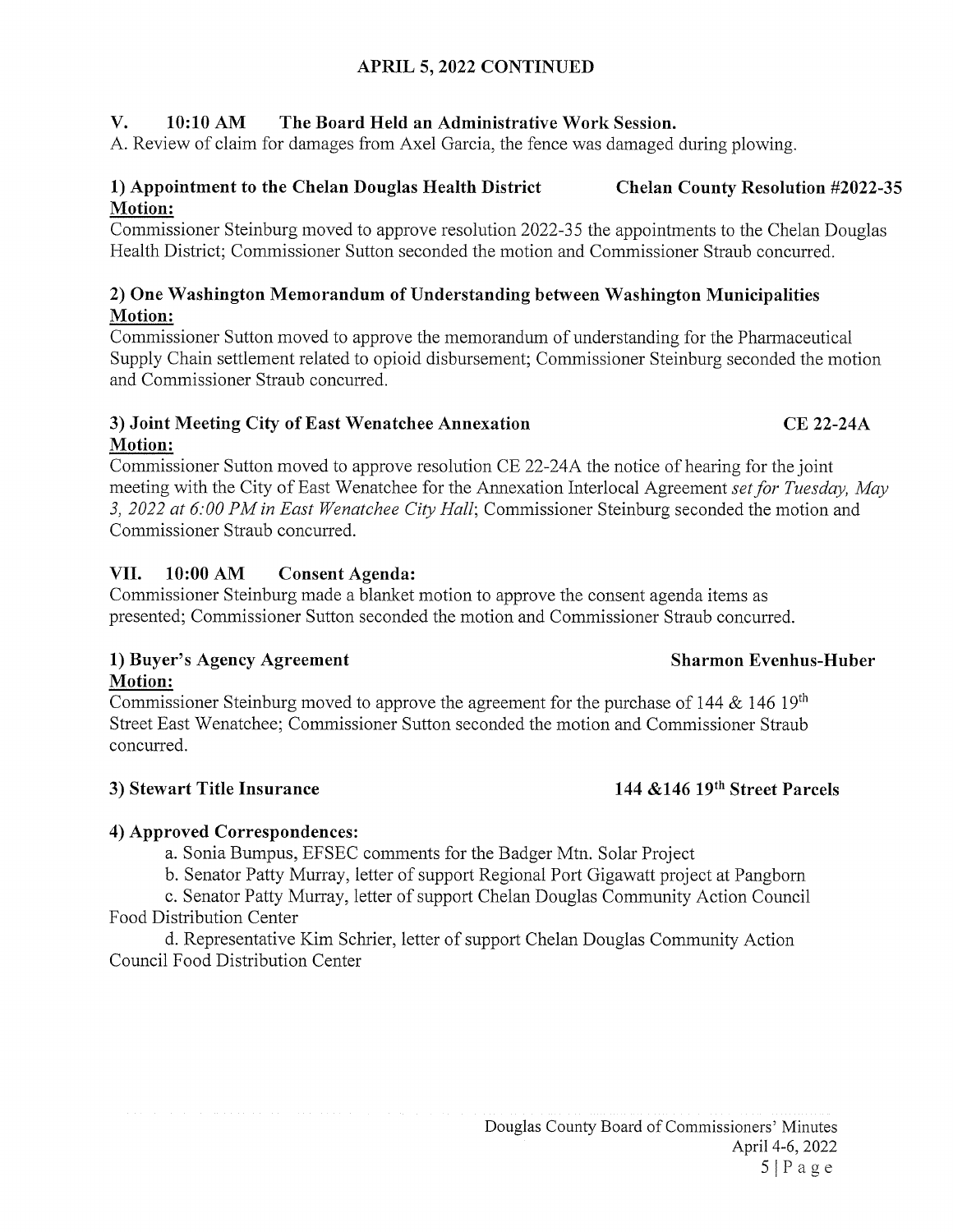## APRIL 5, 2022 CONTINUED

### V. 10:10 AM The Board Held an Administrative Work Session.

A. Review of claim for damages from Axel Garcia, the fence was damaged during plowing.

**1) Appointment to the Chelan Douglas Health District** **Chelan County Resolution #2022-35**

**Motion:**

Commissioner Steinburg moved to approve resolution 2022-35 the appointments to the Chelan Douglas Health District; Commissioner Sutton seconded the motion and Commissioner Straub concurred.

**2) One Washington Memorandum of Understanding between Washington Municipalities**

**Motion:**

Commissioner Sutton moved to approve the memorandum of understanding for the Pharmaceutical Supply Chain settlement related to opioid disbursement; Commissioner Steinburg seconded the motion and Commissioner Straub concurred.

**3) Joint Meeting City of East Wenatchee Annexation** **CE 22-24A**

**Motion:**

Commissioner Sutton moved to approve resolution CE 22-24A the notice of hearing for the joint meeting with the City of East Wenatchee for the Annexation Interlocal Agreement *set for Tuesday, May 3, 2022 at 6:00 PM in East Wenatchee City Hall*; Commissioner Steinburg seconded the motion and Commissioner Straub concurred.

### VII. 10:00 AM Consent Agenda:

Commissioner Steinburg made a blanket motion to approve the consent agenda items as presented; Commissioner Sutton seconded the motion and Commissioner Straub concurred.

**1) Buyer's Agency Agreement** **Sharmon Evenhus-Huber**

**Motion:**

Commissioner Steinburg moved to approve the agreement for the purchase of 144 & 146 19th Street East Wenatchee; Commissioner Sutton seconded the motion and Commissioner Straub concurred.

**3) Stewart Title Insurance** **144 &146 19th Street Parcels**

**4) Approved Correspondences:**

a. Sonia Bumpus, EFSEC comments for the Badger Mtn. Solar Project

b. Senator Patty Murray, letter of support Regional Port Gigawatt project at Pangborn

c. Senator Patty Murray, letter of support Chelan Douglas Community Action Council Food Distribution Center

d. Representative Kim Schrier, letter of support Chelan Douglas Community Action Council Food Distribution Center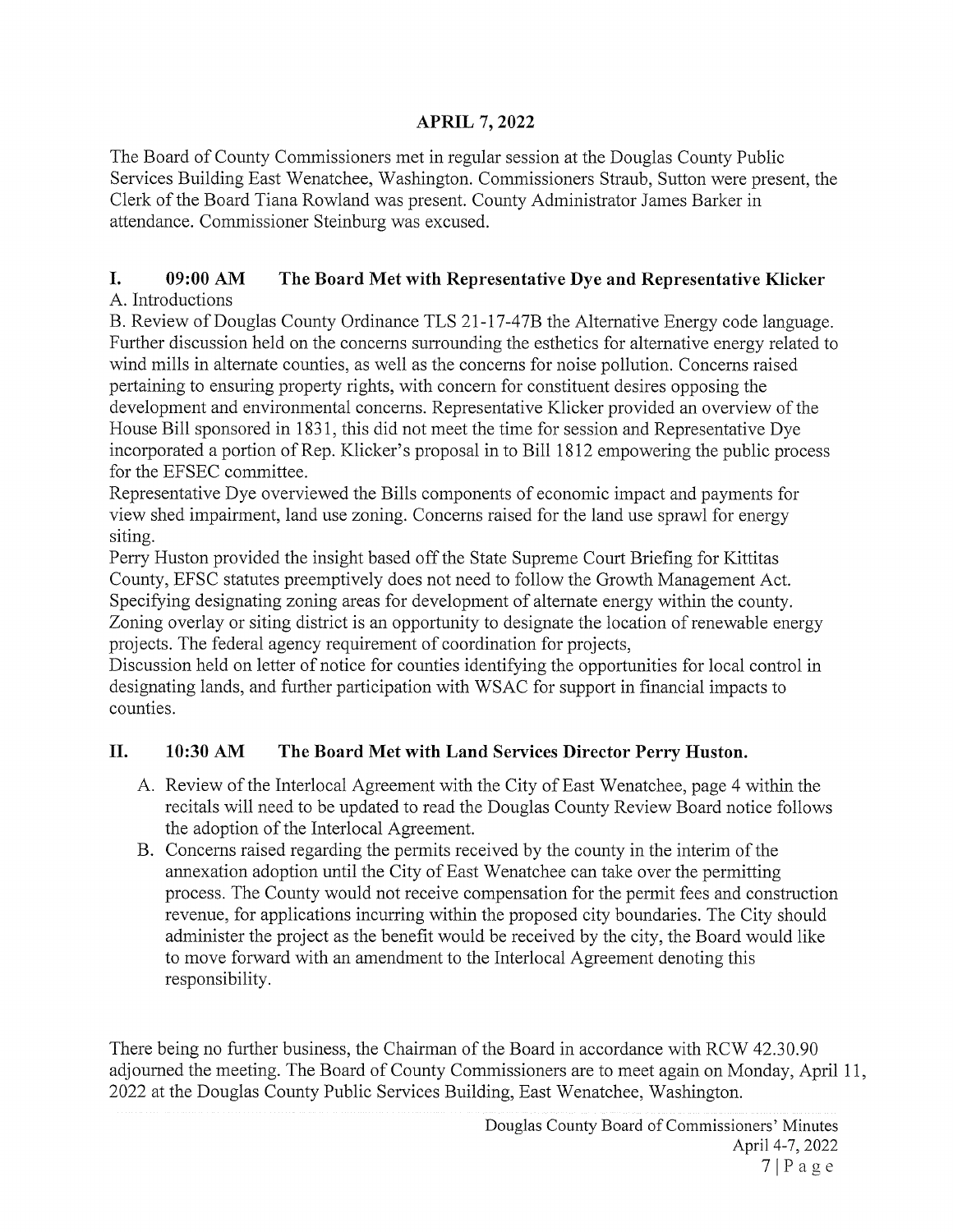## APRIL 7, 2022

The Board of County Commissioners met in regular session at the Douglas County Public Services Building East Wenatchee, Washington. Commissioners Straub, Sutton were present, the Clerk of the Board Tiana Rowland was present. County Administrator James Barker in attendance. Commissioner Steinburg was excused.

### I. 09:00 AM The Board Met with Representative Dye and Representative Klicker

A. Introductions

B. Review of Douglas County Ordinance TLS 21-17-47B the Alternative Energy code language. Further discussion held on the concerns surrounding the esthetics for alternative energy related to wind mills in alternate counties, as well as the concerns for noise pollution. Concerns raised pertaining to ensuring property rights, with concern for constituent desires opposing the development and environmental concerns. Representative Klicker provided an overview of the House Bill sponsored in 1831, this did not meet the time for session and Representative Dye incorporated a portion of Rep. Klicker's proposal in to Bill 1812 empowering the public process for the EFSEC committee.

Representative Dye overviewed the Bills components of economic impact and payments for view shed impairment, land use zoning. Concerns raised for the land use sprawl for energy siting.

Perry Huston provided the insight based off the State Supreme Court Briefing for Kittitas County, EFSC statutes preemptively does not need to follow the Growth Management Act. Specifying designating zoning areas for development of alternate energy within the county. Zoning overlay or siting district is an opportunity to designate the location of renewable energy projects. The federal agency requirement of coordination for projects,

Discussion held on letter of notice for counties identifying the opportunities for local control in designating lands, and further participation with WSAC for support in financial impacts to counties.

### II. 10:30 AM The Board Met with Land Services Director Perry Huston.

A. Review of the Interlocal Agreement with the City of East Wenatchee, page 4 within the recitals will need to be updated to read the Douglas County Review Board notice follows the adoption of the Interlocal Agreement.

B. Concerns raised regarding the permits received by the county in the interim of the annexation adoption until the City of East Wenatchee can take over the permitting process. The County would not receive compensation for the permit fees and construction revenue, for applications incurring within the proposed city boundaries. The City should administer the project as the benefit would be received by the city, the Board would like to move forward with an amendment to the Interlocal Agreement denoting this responsibility.

There being no further business, the Chairman of the Board in accordance with RCW 42.30.90 adjourned the meeting. The Board of County Commissioners are to meet again on Monday, April 11, 2022 at the Douglas County Public Services Building, East Wenatchee, Washington.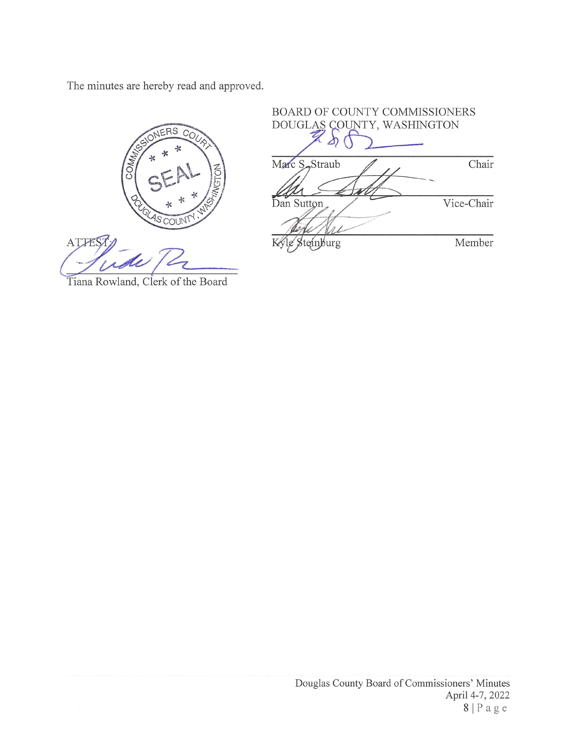The minutes are hereby read and approved.

BOARD OF COUNTY COMMISSIONERS
DOUGLAS COUNTY, WASHINGTON

| | |
|---|---|
| Marc S. Straub | Chair |
| Dan Sutton | Vice-Chair |
| Kyle Steinburg | Member |

COMMISSIONERS COURT
SEAL
DOUGLAS COUNTY, WASHINGTON

ATTEST:

Tiana Rowland, Clerk of the Board